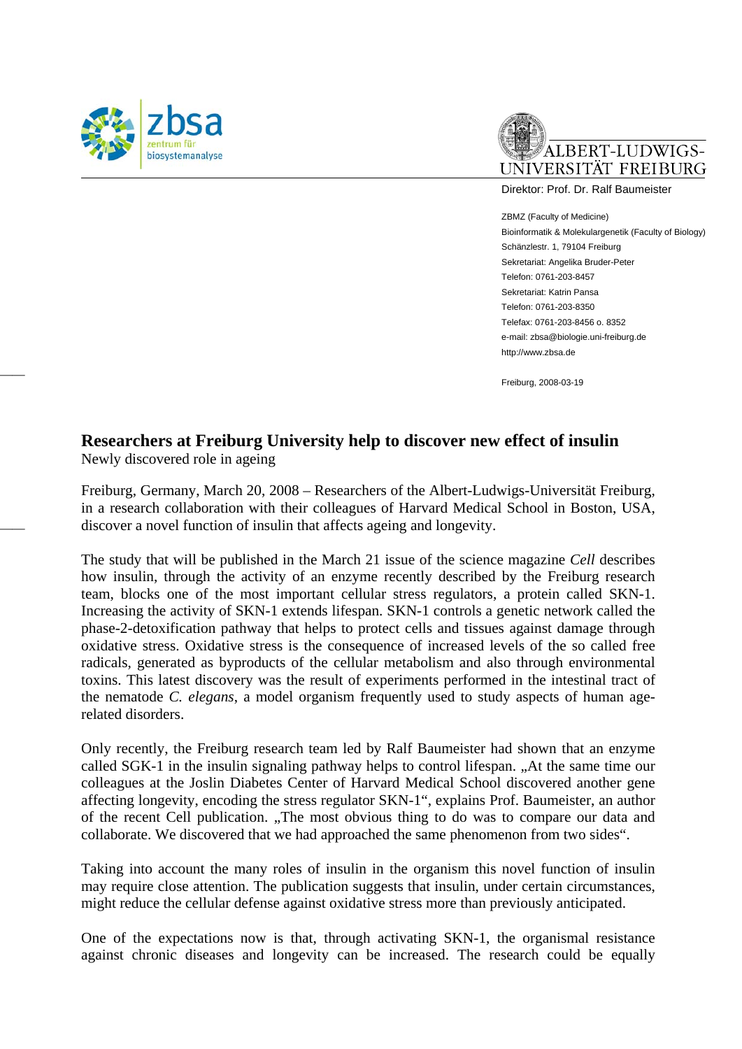zbsa
zentrum für
biosystemanalyse

ALBERT-LUDWIGS-
UNIVERSITÄT FREIBURG

Direktor: Prof. Dr. Ralf Baumeister

ZBMZ (Faculty of Medicine)
Bioinformatik & Molekulargenetik (Faculty of Biology)
Schänzlestr. 1, 79104 Freiburg
Sekretariat: Angelika Bruder-Peter
Telefon: 0761-203-8457
Sekretariat: Katrin Pansa
Telefon: 0761-203-8350
Telefax: 0761-203-8456 o. 8352
e-mail: zbsa@biologie.uni-freiburg.de
http://www.zbsa.de

Freiburg, 2008-03-19

# Researchers at Freiburg University help to discover new effect of insulin

Newly discovered role in ageing

Freiburg, Germany, March 20, 2008 – Researchers of the Albert-Ludwigs-Universität Freiburg, in a research collaboration with their colleagues of Harvard Medical School in Boston, USA, discover a novel function of insulin that affects ageing and longevity.

The study that will be published in the March 21 issue of the science magazine *Cell* describes how insulin, through the activity of an enzyme recently described by the Freiburg research team, blocks one of the most important cellular stress regulators, a protein called SKN-1. Increasing the activity of SKN-1 extends lifespan. SKN-1 controls a genetic network called the phase-2-detoxification pathway that helps to protect cells and tissues against damage through oxidative stress. Oxidative stress is the consequence of increased levels of the so called free radicals, generated as byproducts of the cellular metabolism and also through environmental toxins. This latest discovery was the result of experiments performed in the intestinal tract of the nematode *C. elegans*, a model organism frequently used to study aspects of human age-related disorders.

Only recently, the Freiburg research team led by Ralf Baumeister had shown that an enzyme called SGK-1 in the insulin signaling pathway helps to control lifespan. „At the same time our colleagues at the Joslin Diabetes Center of Harvard Medical School discovered another gene affecting longevity, encoding the stress regulator SKN-1", explains Prof. Baumeister, an author of the recent Cell publication. „The most obvious thing to do was to compare our data and collaborate. We discovered that we had approached the same phenomenon from two sides".

Taking into account the many roles of insulin in the organism this novel function of insulin may require close attention. The publication suggests that insulin, under certain circumstances, might reduce the cellular defense against oxidative stress more than previously anticipated.

One of the expectations now is that, through activating SKN-1, the organismal resistance against chronic diseases and longevity can be increased. The research could be equally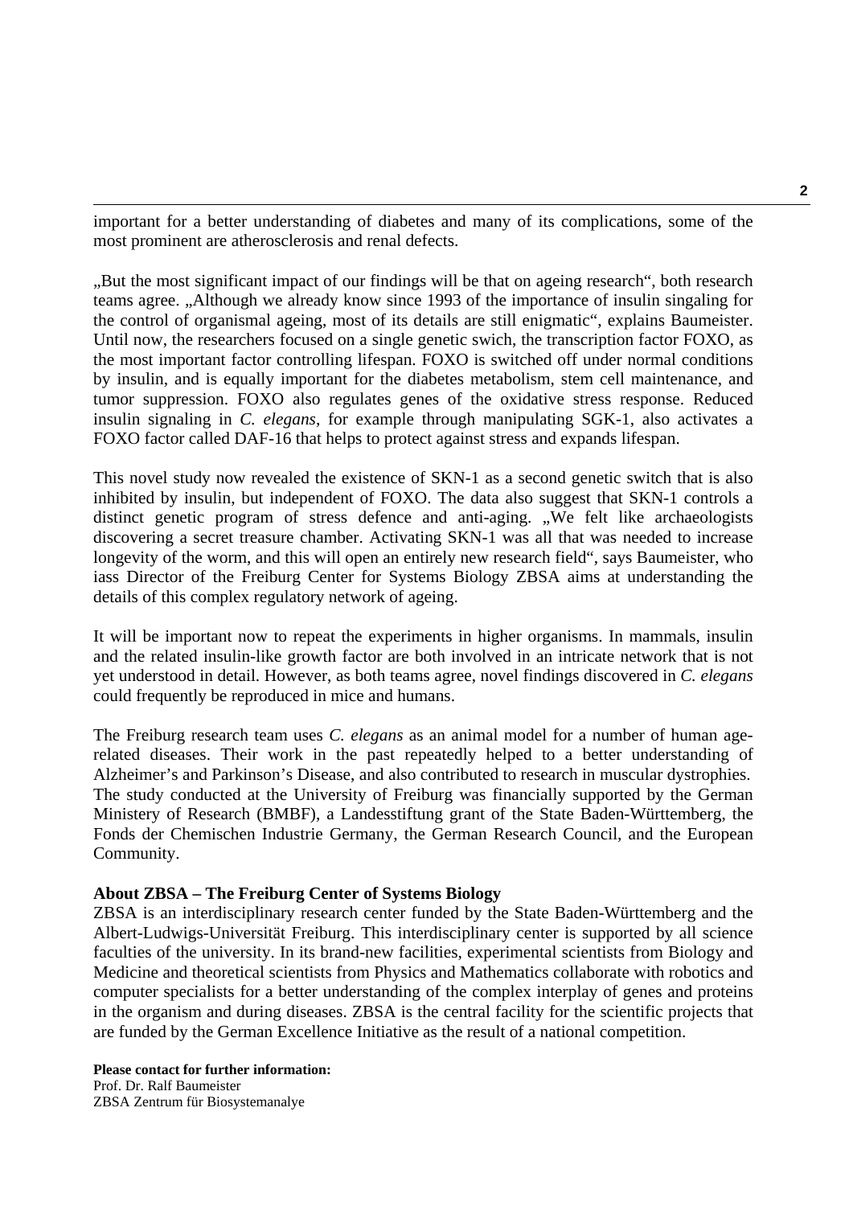important for a better understanding of diabetes and many of its complications, some of the most prominent are atherosclerosis and renal defects.

„But the most significant impact of our findings will be that on ageing research“, both research teams agree. „Although we already know since 1993 of the importance of insulin singaling for the control of organismal ageing, most of its details are still enigmatic“, explains Baumeister. Until now, the researchers focused on a single genetic swich, the transcription factor FOXO, as the most important factor controlling lifespan. FOXO is switched off under normal conditions by insulin, and is equally important for the diabetes metabolism, stem cell maintenance, and tumor suppression. FOXO also regulates genes of the oxidative stress response. Reduced insulin signaling in *C. elegans*, for example through manipulating SGK-1, also activates a FOXO factor called DAF-16 that helps to protect against stress and expands lifespan.

This novel study now revealed the existence of SKN-1 as a second genetic switch that is also inhibited by insulin, but independent of FOXO. The data also suggest that SKN-1 controls a distinct genetic program of stress defence and anti-aging. „We felt like archaeologists discovering a secret treasure chamber. Activating SKN-1 was all that was needed to increase longevity of the worm, and this will open an entirely new research field“, says Baumeister, who iass Director of the Freiburg Center for Systems Biology ZBSA aims at understanding the details of this complex regulatory network of ageing.

It will be important now to repeat the experiments in higher organisms. In mammals, insulin and the related insulin-like growth factor are both involved in an intricate network that is not yet understood in detail. However, as both teams agree, novel findings discovered in *C. elegans* could frequently be reproduced in mice and humans.

The Freiburg research team uses *C. elegans* as an animal model for a number of human age-related diseases. Their work in the past repeatedly helped to a better understanding of Alzheimer’s and Parkinson’s Disease, and also contributed to research in muscular dystrophies. The study conducted at the University of Freiburg was financially supported by the German Ministery of Research (BMBF), a Landesstiftung grant of the State Baden-Württemberg, the Fonds der Chemischen Industrie Germany, the German Research Council, and the European Community.

**About ZBSA – The Freiburg Center of Systems Biology**

ZBSA is an interdisciplinary research center funded by the State Baden-Württemberg and the Albert-Ludwigs-Universität Freiburg. This interdisciplinary center is supported by all science faculties of the university. In its brand-new facilities, experimental scientists from Biology and Medicine and theoretical scientists from Physics and Mathematics collaborate with robotics and computer specialists for a better understanding of the complex interplay of genes and proteins in the organism and during diseases. ZBSA is the central facility for the scientific projects that are funded by the German Excellence Initiative as the result of a national competition.

**Please contact for further information:**
Prof. Dr. Ralf Baumeister
ZBSA Zentrum für Biosystemanalye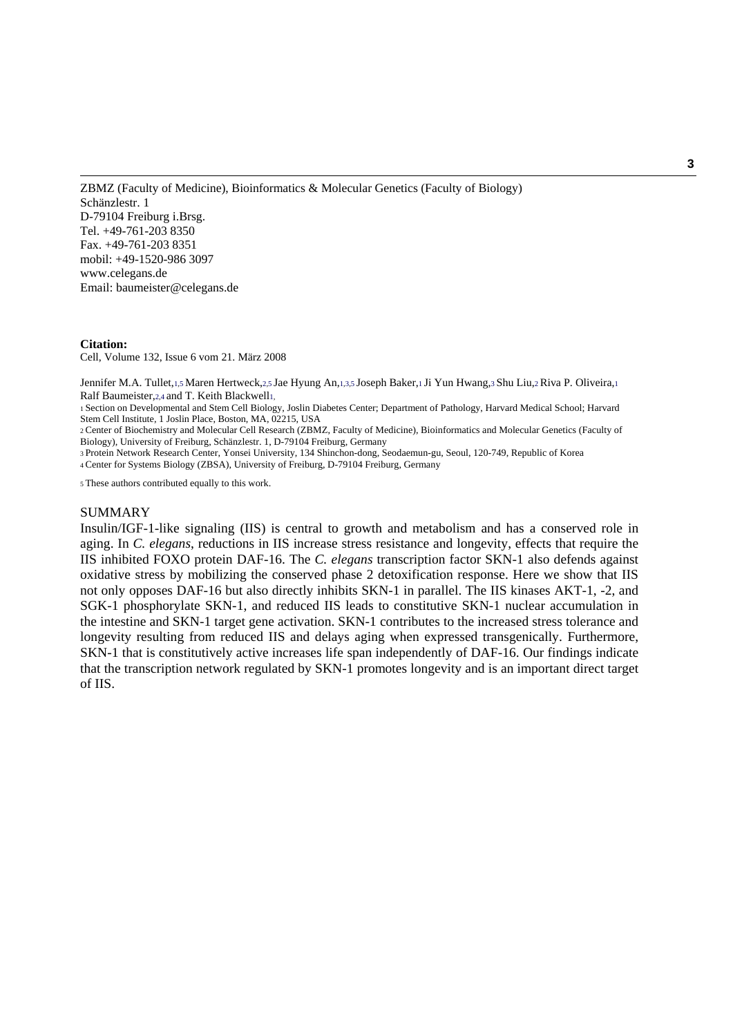ZBMZ (Faculty of Medicine), Bioinformatics & Molecular Genetics (Faculty of Biology)
Schänzlestr. 1
D-79104 Freiburg i.Brsg.
Tel. +49-761-203 8350
Fax. +49-761-203 8351
mobil: +49-1520-986 3097
www.celegans.de
Email: baumeister@celegans.de

**Citation:**
Cell, Volume 132, Issue 6 vom 21. März 2008

Jennifer M.A. Tullet,[1,5] Maren Hertweck,[2,5] Jae Hyung An,[1,3,5] Joseph Baker,[1] Ji Yun Hwang,[3] Shu Liu,[2] Riva P. Oliveira,[1] Ralf Baumeister,[2,4] and T. Keith Blackwell[1,]

[1] Section on Developmental and Stem Cell Biology, Joslin Diabetes Center; Department of Pathology, Harvard Medical School; Harvard Stem Cell Institute, 1 Joslin Place, Boston, MA, 02215, USA

[2] Center of Biochemistry and Molecular Cell Research (ZBMZ, Faculty of Medicine), Bioinformatics and Molecular Genetics (Faculty of Biology), University of Freiburg, Schänzlestr. 1, D-79104 Freiburg, Germany

[3] Protein Network Research Center, Yonsei University, 134 Shinchon-dong, Seodaemun-gu, Seoul, 120-749, Republic of Korea

[4] Center for Systems Biology (ZBSA), University of Freiburg, D-79104 Freiburg, Germany

[5] These authors contributed equally to this work.

## SUMMARY

Insulin/IGF-1-like signaling (IIS) is central to growth and metabolism and has a conserved role in aging. In *C. elegans*, reductions in IIS increase stress resistance and longevity, effects that require the IIS inhibited FOXO protein DAF-16. The *C. elegans* transcription factor SKN-1 also defends against oxidative stress by mobilizing the conserved phase 2 detoxification response. Here we show that IIS not only opposes DAF-16 but also directly inhibits SKN-1 in parallel. The IIS kinases AKT-1, -2, and SGK-1 phosphorylate SKN-1, and reduced IIS leads to constitutive SKN-1 nuclear accumulation in the intestine and SKN-1 target gene activation. SKN-1 contributes to the increased stress tolerance and longevity resulting from reduced IIS and delays aging when expressed transgenically. Furthermore, SKN-1 that is constitutively active increases life span independently of DAF-16. Our findings indicate that the transcription network regulated by SKN-1 promotes longevity and is an important direct target of IIS.